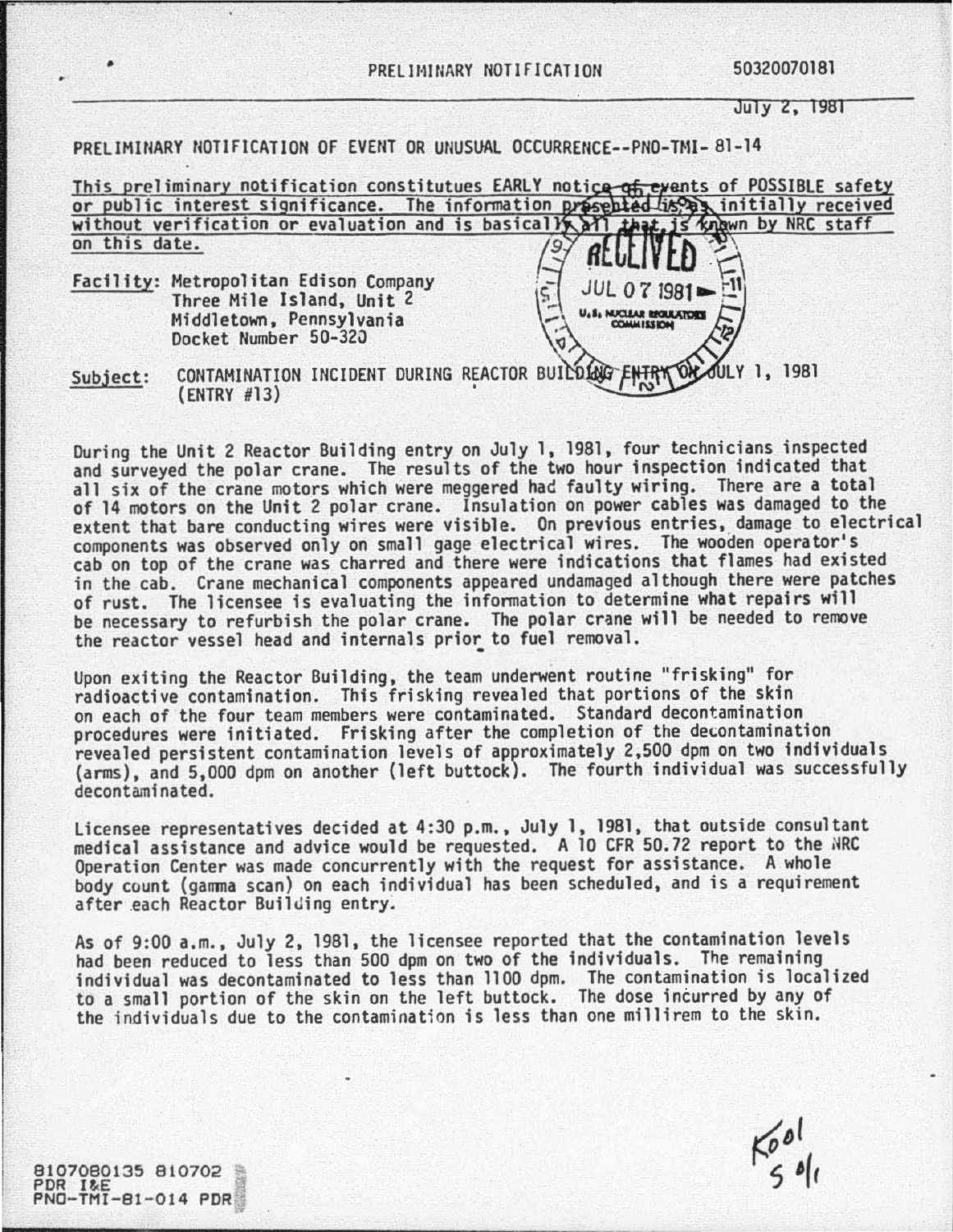PRELIMINARY NOTIFICATION 50320070181

July 2, 1981

PRELIMINARY NOTIFICATION OF EVENT OR UNUSUAL OCCURRENCE--PNO-TMI- 81-14

This preliminary notification constitutues EARLY notice of events of POSSIBLE safety or public interest significance. The information presented is as initially received without verification or evaluation and is basically all that is known by NRC staff on this date.

RECEIVED
JUL 07 1981
U.S. NUCLEAR REGULATORY COMMISSION

Facility: Metropolitan Edison Company
Three Mile Island, Unit 2
Middletown, Pennsylvania
Docket Number 50-320

Subject: CONTAMINATION INCIDENT DURING REACTOR BUILDING ENTRY ON JULY 1, 1981 (ENTRY #13)

During the Unit 2 Reactor Building entry on July 1, 1981, four technicians inspected and surveyed the polar crane. The results of the two hour inspection indicated that all six of the crane motors which were meggered had faulty wiring. There are a total of 14 motors on the Unit 2 polar crane. Insulation on power cables was damaged to the extent that bare conducting wires were visible. On previous entries, damage to electrical components was observed only on small gage electrical wires. The wooden operator's cab on top of the crane was charred and there were indications that flames had existed in the cab. Crane mechanical components appeared undamaged although there were patches of rust. The licensee is evaluating the information to determine what repairs will be necessary to refurbish the polar crane. The polar crane will be needed to remove the reactor vessel head and internals prior to fuel removal.

Upon exiting the Reactor Building, the team underwent routine "frisking" for radioactive contamination. This frisking revealed that portions of the skin on each of the four team members were contaminated. Standard decontamination procedures were initiated. Frisking after the completion of the decontamination revealed persistent contamination levels of approximately 2,500 dpm on two individuals (arms), and 5,000 dpm on another (left buttock). The fourth individual was successfully decontaminated.

Licensee representatives decided at 4:30 p.m., July 1, 1981, that outside consultant medical assistance and advice would be requested. A 10 CFR 50.72 report to the NRC Operation Center was made concurrently with the request for assistance. A whole body count (gamma scan) on each individual has been scheduled, and is a requirement after each Reactor Building entry.

As of 9:00 a.m., July 2, 1981, the licensee reported that the contamination levels had been reduced to less than 500 dpm on two of the individuals. The remaining individual was decontaminated to less than 1100 dpm. The contamination is localized to a small portion of the skin on the left buttock. The dose incurred by any of the individuals due to the contamination is less than one millirem to the skin.

K001
5 0/1

8107080135 810702
PDR I&E
PNO-TMI-81-014 PDR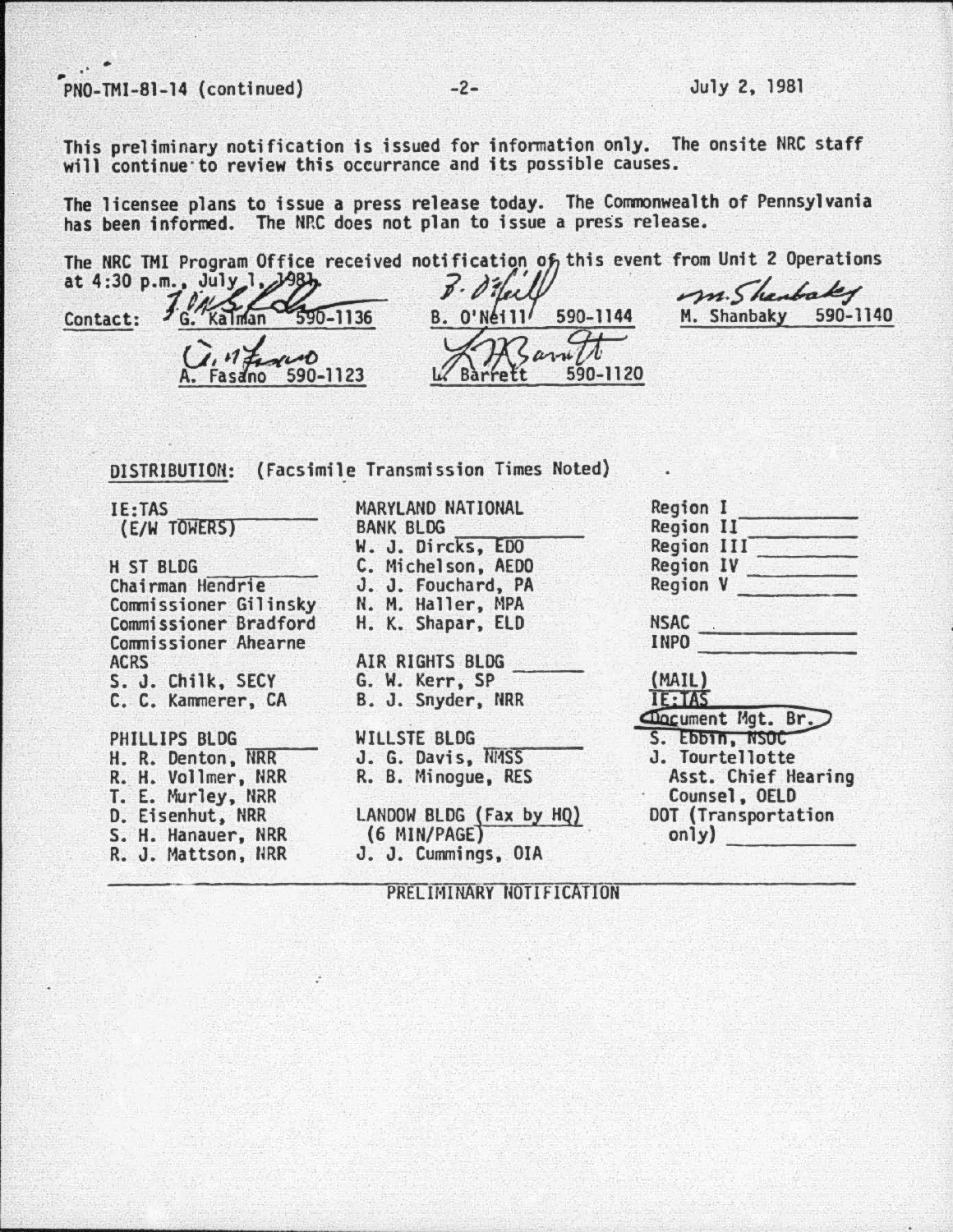PNO-TMI-81-14 (continued)

July 2, 1981

This preliminary notification is issued for information only. The onsite NRC staff will continue to review this occurrance and its possible causes.

The licensee plans to issue a press release today. The Commonwealth of Pennsylvania has been informed. The NRC does not plan to issue a press release.

The NRC TMI Program Office received notification of this event from Unit 2 Operations at 4:30 p.m., July 1, 1981.

Contact: G. Kalman 590-1136    B. O'Neill 590-1144    M. Shanbaky 590-1140

A. Fasano 590-1123    L. Barrett 590-1120

DISTRIBUTION: (Facsimile Transmission Times Noted)

IE:TAS
(E/W TOWERS)

H ST BLDG
Chairman Hendrie
Commissioner Gilinsky
Commissioner Bradford
Commissioner Ahearne
ACRS
S. J. Chilk, SECY
C. C. Kammerer, CA

PHILLIPS BLDG
H. R. Denton, NRR
R. H. Vollmer, NRR
T. E. Murley, NRR
D. Eisenhut, NRR
S. H. Hanauer, NRR
R. J. Mattson, NRR

MARYLAND NATIONAL BANK BLDG
W. J. Dircks, EDO
C. Michelson, AEDO
J. J. Fouchard, PA
N. M. Haller, MPA
H. K. Shapar, ELD

AIR RIGHTS BLDG
G. W. Kerr, SP
B. J. Snyder, NRR

WILLSTE BLDG
J. G. Davis, NMSS
R. B. Minogue, RES

LANDOW BLDG (Fax by HQ)
(6 MIN/PAGE)
J. J. Cummings, OIA

Region I
Region II
Region III
Region IV
Region V

NSAC
INPO

(MAIL)
IE:TAS
Document Mgt. Br.
S. Ebbin, NSOC
J. Tourtellotte
Asst. Chief Hearing Counsel, OELD
DOT (Transportation only)

PRELIMINARY NOTIFICATION